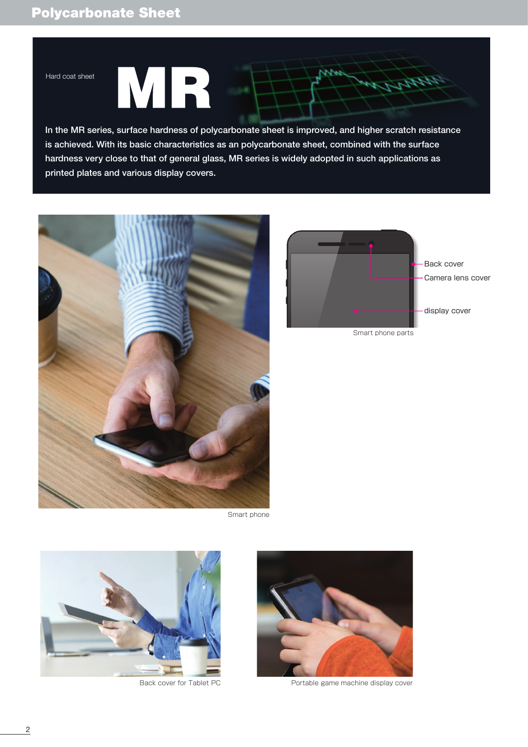# Polycarbonate Sheet

Hard coat sheet

## MR

In the MR series, surface hardness of polycarbonate sheet is improved, and higher scratch resistance is achieved. With its basic characteristics as an polycarbonate sheet, combined with the surface hardness very close to that of general glass, MR series is widely adopted in such applications as printed plates and various display covers.

Smart phone

Back cover

Camera lens cover

display cover

Smart phone parts

Back cover for Tablet PC

Portable game machine display cover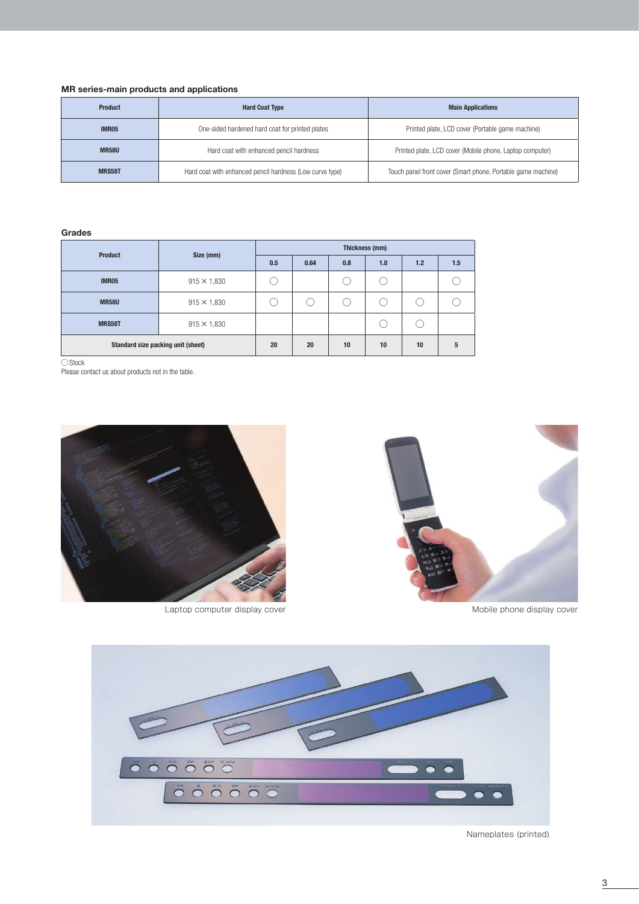### MR series-main products and applications

| Product | Hard Coat Type | Main Applications |
|---|---|---|
| IMR05 | One-sided hardened hard coat for printed plates | Printed plate, LCD cover (Portable game machine) |
| MR58U | Hard coat with enhanced pencil hardness | Printed plate, LCD cover (Mobile phone, Laptop computer) |
| MRS58T | Hard coat with enhanced pencil hardness (Low curve type) | Touch panel front cover (Smart phone, Portable game machine) |

### Grades

| Product | Size (mm) | Thickness (mm) | | | | | |
|---|---|---|---|---|---|---|---|
| | | 0.5 | 0.64 | 0.8 | 1.0 | 1.2 | 1.5 |
| IMR05 | 915 × 1,830 | ○ | | ○ | ○ | | ○ |
| MR58U | 915 × 1,830 | ○ | ○ | ○ | ○ | ○ | ○ |
| MRS58T | 915 × 1,830 | | | | ○ | ○ | |
| Standard size packing unit (sheet) | | 20 | 20 | 10 | 10 | 10 | 5 |

○Stock

Please contact us about products not in the table.

Laptop computer display cover

Mobile phone display cover

Nameplates (printed)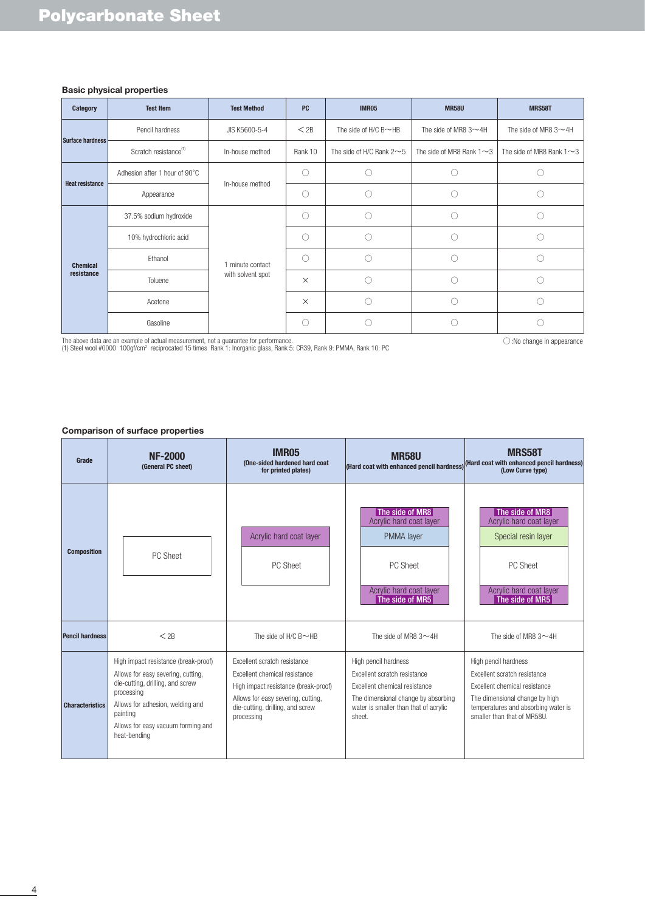# Polycarbonate Sheet

### Basic physical properties

| Category | Test Item | Test Method | PC | IMR05 | MR58U | MRS58T |
|---|---|---|---|---|---|---|
| Surface hardness | Pencil hardness | JIS K5600-5-4 | ＜2B | The side of H/C B～HB | The side of MR8 3～4H | The side of MR8 3～4H |
| | Scratch resistance[1] | In-house method | Rank 10 | The side of H/C Rank 2～5 | The side of MR8 Rank 1～3 | The side of MR8 Rank 1～3 |
| Heat resistance | Adhesion after 1 hour of 90°C | In-house method | ○ | ○ | ○ | ○ |
| | Appearance | | ○ | ○ | ○ | ○ |
| Chemical resistance | 37.5% sodium hydroxide | 1 minute contact with solvent spot | ○ | ○ | ○ | ○ |
| | 10% hydrochloric acid | | ○ | ○ | ○ | ○ |
| | Ethanol | | ○ | ○ | ○ | ○ |
| | Toluene | | × | ○ | ○ | ○ |
| | Acetone | | × | ○ | ○ | ○ |
| | Gasoline | | ○ | ○ | ○ | ○ |

The above data are an example of actual measurement, not a guarantee for performance.
(1) Steel wool #0000 100gf/cm$^2$ reciprocated 15 times Rank 1: Inorganic glass, Rank 5: CR39, Rank 9: PMMA, Rank 10: PC

○:No change in appearance

### Comparison of surface properties

| Grade | NF-2000 (General PC sheet) | IMR05 (One-sided hardened hard coat for printed plates) | MR58U (Hard coat with enhanced pencil hardness) | MRS58T (Hard coat with enhanced pencil hardness) (Low Curve type) |
|---|---|---|---|---|
| Composition | PC Sheet | Acrylic hard coat layer / PC Sheet | The side of MR8 / Acrylic hard coat layer / PMMA layer / PC Sheet / Acrylic hard coat layer / The side of MR5 | The side of MR8 / Acrylic hard coat layer / Special resin layer / PC Sheet / Acrylic hard coat layer / The side of MR5 |
| Pencil hardness | ＜2B | The side of H/C B～HB | The side of MR8 3～4H | The side of MR8 3～4H |
| Characteristics | High impact resistance (break-proof)<br>Allows for easy severing, cutting, die-cutting, drilling, and screw processing<br>Allows for adhesion, welding and painting<br>Allows for easy vacuum forming and heat-bending | Excellent scratch resistance<br>Excellent chemical resistance<br>High impact resistance (break-proof)<br>Allows for easy severing, cutting, die-cutting, drilling, and screw processing | High pencil hardness<br>Excellent scratch resistance<br>Excellent chemical resistance<br>The dimensional change by absorbing water is smaller than that of acrylic sheet. | High pencil hardness<br>Excellent scratch resistance<br>Excellent chemical resistance<br>The dimensional change by high temperatures and absorbing water is smaller than that of MR58U. |